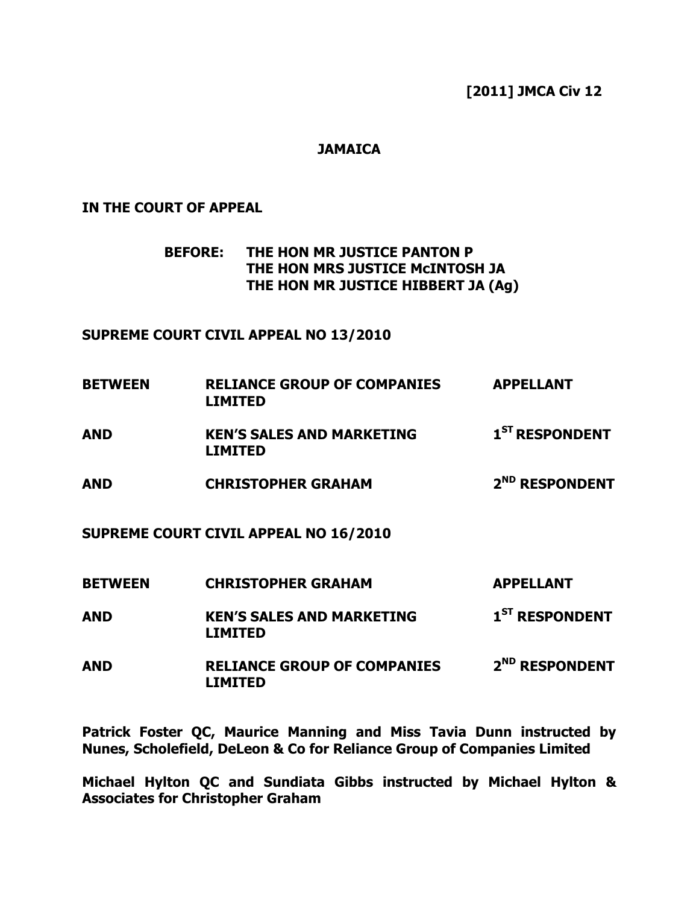**[2011] JMCA Civ 12**

**JAMAICA**

**IN THE COURT OF APPEAL**

**BEFORE: THE HON MR JUSTICE PANTON P**
**THE HON MRS JUSTICE McINTOSH JA**
**THE HON MR JUSTICE HIBBERT JA (Ag)**

**SUPREME COURT CIVIL APPEAL NO 13/2010**

| | | |
|---|---|---|
| **BETWEEN** | **RELIANCE GROUP OF COMPANIES LIMITED** | **APPELLANT** |
| **AND** | **KEN'S SALES AND MARKETING LIMITED** | **1ST RESPONDENT** |
| **AND** | **CHRISTOPHER GRAHAM** | **2ND RESPONDENT** |

**SUPREME COURT CIVIL APPEAL NO 16/2010**

| | | |
|---|---|---|
| **BETWEEN** | **CHRISTOPHER GRAHAM** | **APPELLANT** |
| **AND** | **KEN'S SALES AND MARKETING LIMITED** | **1ST RESPONDENT** |
| **AND** | **RELIANCE GROUP OF COMPANIES LIMITED** | **2ND RESPONDENT** |

**Patrick Foster QC, Maurice Manning and Miss Tavia Dunn instructed by Nunes, Scholefield, DeLeon & Co for Reliance Group of Companies Limited**

**Michael Hylton QC and Sundiata Gibbs instructed by Michael Hylton & Associates for Christopher Graham**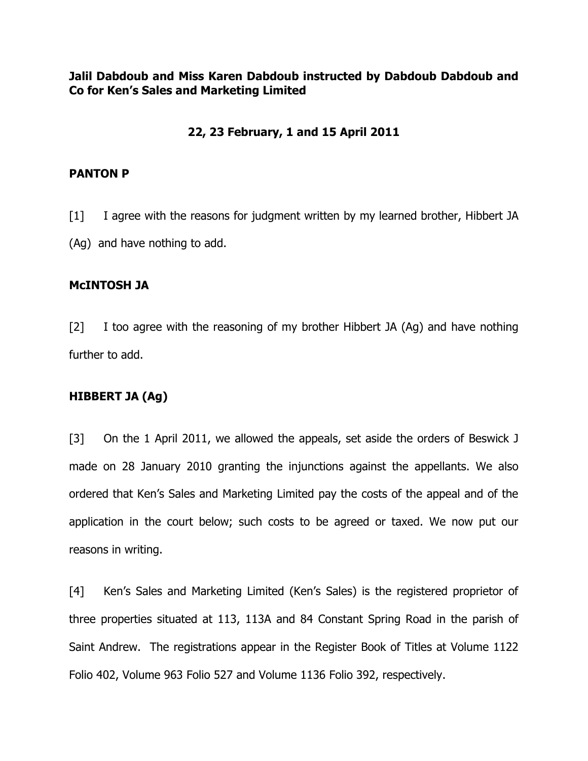**Jalil Dabdoub and Miss Karen Dabdoub instructed by Dabdoub Dabdoub and Co for Ken's Sales and Marketing Limited**

**22, 23 February, 1 and 15 April 2011**

**PANTON P**

[1] I agree with the reasons for judgment written by my learned brother, Hibbert JA (Ag) and have nothing to add.

**McINTOSH JA**

[2] I too agree with the reasoning of my brother Hibbert JA (Ag) and have nothing further to add.

**HIBBERT JA (Ag)**

[3] On the 1 April 2011, we allowed the appeals, set aside the orders of Beswick J made on 28 January 2010 granting the injunctions against the appellants. We also ordered that Ken's Sales and Marketing Limited pay the costs of the appeal and of the application in the court below; such costs to be agreed or taxed. We now put our reasons in writing.

[4] Ken's Sales and Marketing Limited (Ken's Sales) is the registered proprietor of three properties situated at 113, 113A and 84 Constant Spring Road in the parish of Saint Andrew. The registrations appear in the Register Book of Titles at Volume 1122 Folio 402, Volume 963 Folio 527 and Volume 1136 Folio 392, respectively.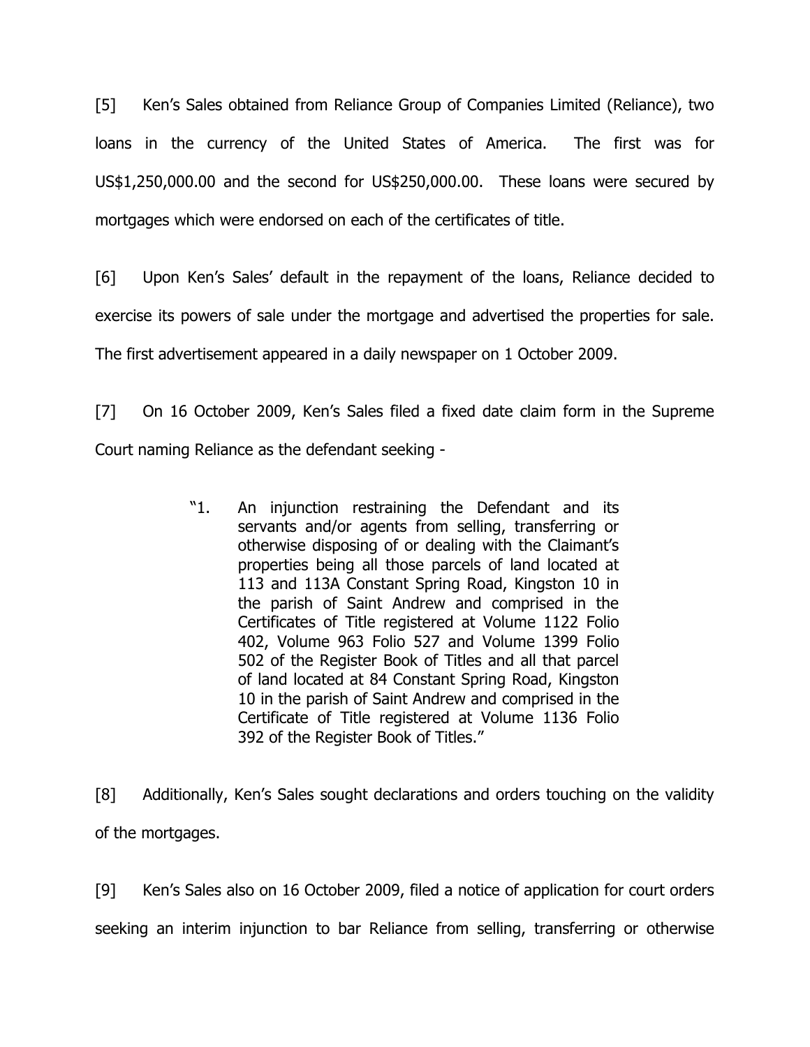[5] Ken's Sales obtained from Reliance Group of Companies Limited (Reliance), two loans in the currency of the United States of America. The first was for US$1,250,000.00 and the second for US$250,000.00. These loans were secured by mortgages which were endorsed on each of the certificates of title.

[6] Upon Ken's Sales' default in the repayment of the loans, Reliance decided to exercise its powers of sale under the mortgage and advertised the properties for sale. The first advertisement appeared in a daily newspaper on 1 October 2009.

[7] On 16 October 2009, Ken's Sales filed a fixed date claim form in the Supreme Court naming Reliance as the defendant seeking -

> "1. An injunction restraining the Defendant and its servants and/or agents from selling, transferring or otherwise disposing of or dealing with the Claimant's properties being all those parcels of land located at 113 and 113A Constant Spring Road, Kingston 10 in the parish of Saint Andrew and comprised in the Certificates of Title registered at Volume 1122 Folio 402, Volume 963 Folio 527 and Volume 1399 Folio 502 of the Register Book of Titles and all that parcel of land located at 84 Constant Spring Road, Kingston 10 in the parish of Saint Andrew and comprised in the Certificate of Title registered at Volume 1136 Folio 392 of the Register Book of Titles."

[8] Additionally, Ken's Sales sought declarations and orders touching on the validity of the mortgages.

[9] Ken's Sales also on 16 October 2009, filed a notice of application for court orders seeking an interim injunction to bar Reliance from selling, transferring or otherwise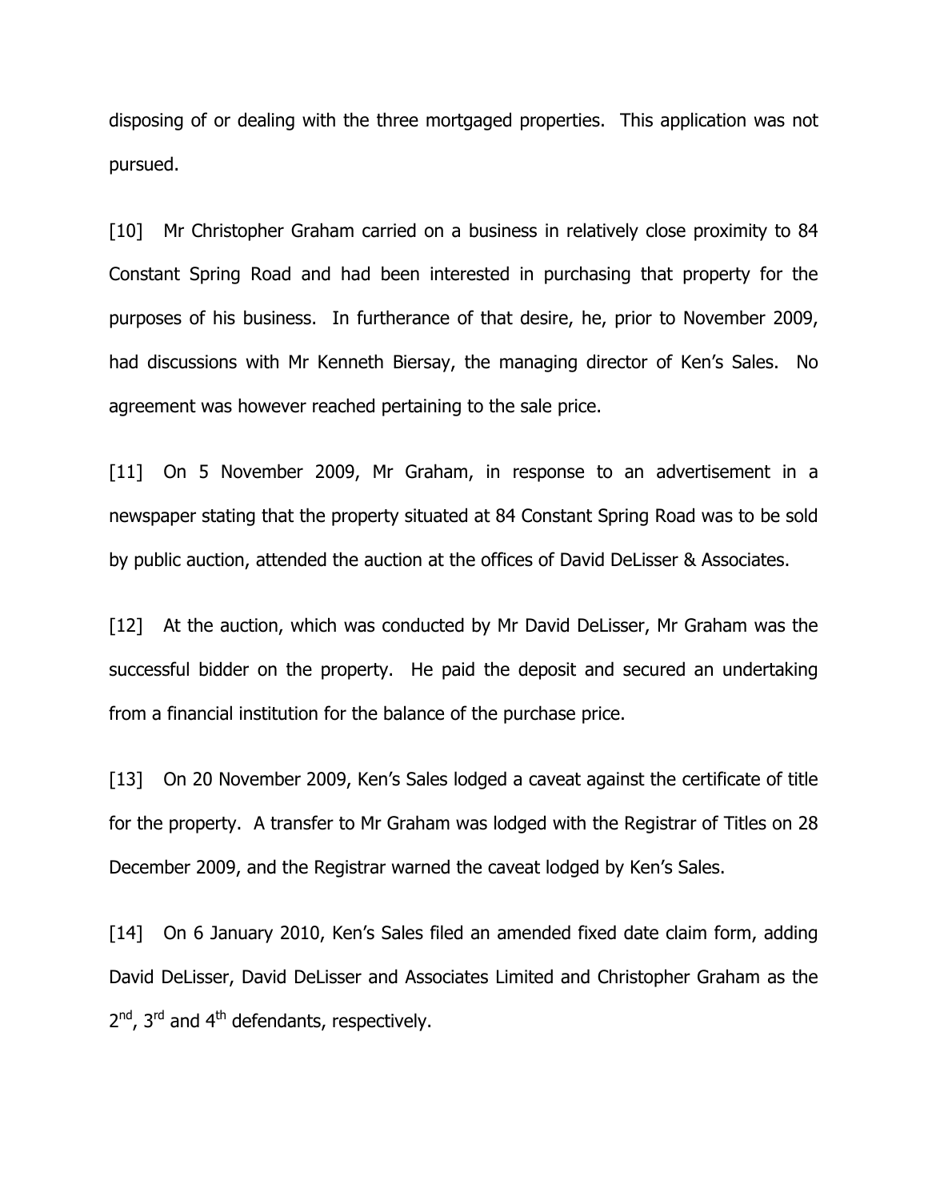disposing of or dealing with the three mortgaged properties. This application was not pursued.

[10] Mr Christopher Graham carried on a business in relatively close proximity to 84 Constant Spring Road and had been interested in purchasing that property for the purposes of his business. In furtherance of that desire, he, prior to November 2009, had discussions with Mr Kenneth Biersay, the managing director of Ken's Sales. No agreement was however reached pertaining to the sale price.

[11] On 5 November 2009, Mr Graham, in response to an advertisement in a newspaper stating that the property situated at 84 Constant Spring Road was to be sold by public auction, attended the auction at the offices of David DeLisser & Associates.

[12] At the auction, which was conducted by Mr David DeLisser, Mr Graham was the successful bidder on the property. He paid the deposit and secured an undertaking from a financial institution for the balance of the purchase price.

[13] On 20 November 2009, Ken's Sales lodged a caveat against the certificate of title for the property. A transfer to Mr Graham was lodged with the Registrar of Titles on 28 December 2009, and the Registrar warned the caveat lodged by Ken's Sales.

[14] On 6 January 2010, Ken's Sales filed an amended fixed date claim form, adding David DeLisser, David DeLisser and Associates Limited and Christopher Graham as the 2nd, 3rd and 4th defendants, respectively.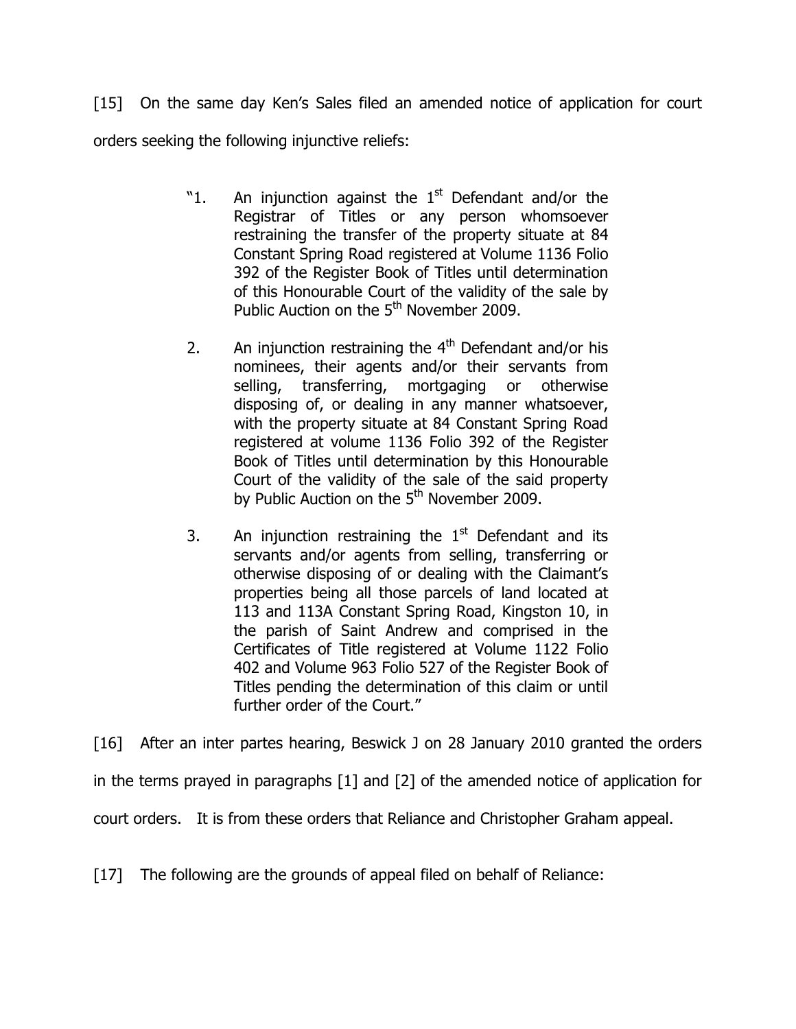[15] On the same day Ken's Sales filed an amended notice of application for court orders seeking the following injunctive reliefs:

> "1. An injunction against the 1st Defendant and/or the Registrar of Titles or any person whomsoever restraining the transfer of the property situate at 84 Constant Spring Road registered at Volume 1136 Folio 392 of the Register Book of Titles until determination of this Honourable Court of the validity of the sale by Public Auction on the 5th November 2009.
>
> 2. An injunction restraining the 4th Defendant and/or his nominees, their agents and/or their servants from selling, transferring, mortgaging or otherwise disposing of, or dealing in any manner whatsoever, with the property situate at 84 Constant Spring Road registered at volume 1136 Folio 392 of the Register Book of Titles until determination by this Honourable Court of the validity of the sale of the said property by Public Auction on the 5th November 2009.
>
> 3. An injunction restraining the 1st Defendant and its servants and/or agents from selling, transferring or otherwise disposing of or dealing with the Claimant's properties being all those parcels of land located at 113 and 113A Constant Spring Road, Kingston 10, in the parish of Saint Andrew and comprised in the Certificates of Title registered at Volume 1122 Folio 402 and Volume 963 Folio 527 of the Register Book of Titles pending the determination of this claim or until further order of the Court."

[16] After an inter partes hearing, Beswick J on 28 January 2010 granted the orders in the terms prayed in paragraphs [1] and [2] of the amended notice of application for court orders. It is from these orders that Reliance and Christopher Graham appeal.

[17] The following are the grounds of appeal filed on behalf of Reliance: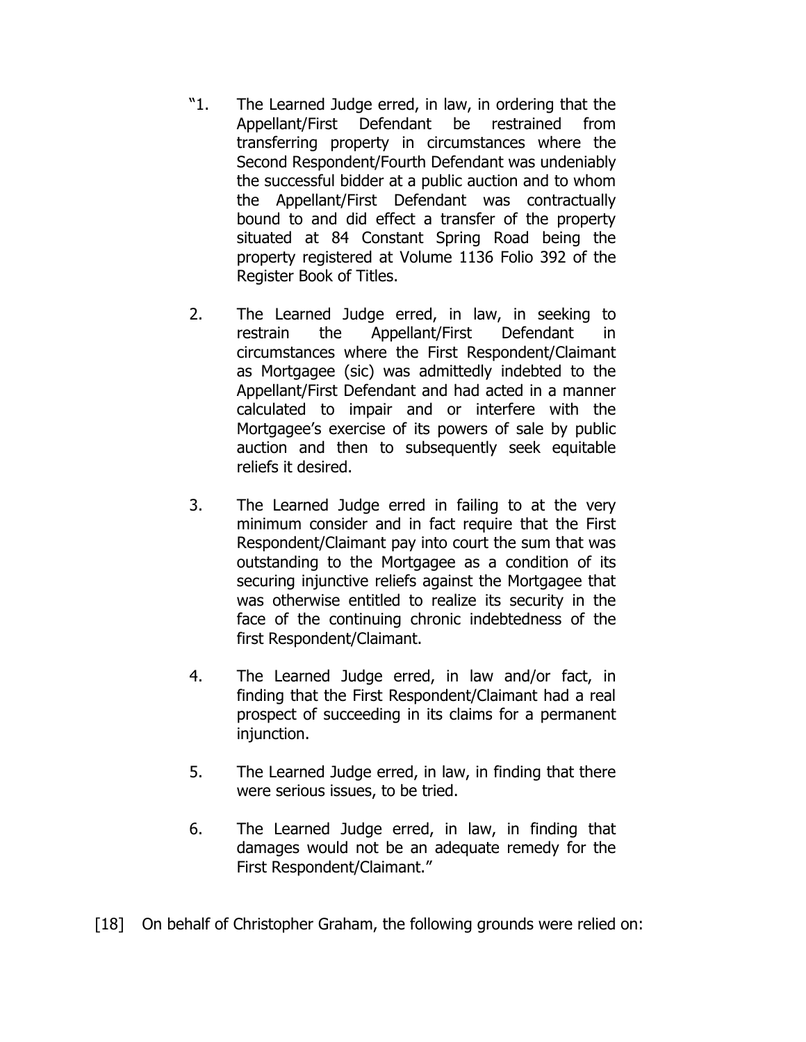"1. The Learned Judge erred, in law, in ordering that the Appellant/First Defendant be restrained from transferring property in circumstances where the Second Respondent/Fourth Defendant was undeniably the successful bidder at a public auction and to whom the Appellant/First Defendant was contractually bound to and did effect a transfer of the property situated at 84 Constant Spring Road being the property registered at Volume 1136 Folio 392 of the Register Book of Titles.

2. The Learned Judge erred, in law, in seeking to restrain the Appellant/First Defendant in circumstances where the First Respondent/Claimant as Mortgagee (sic) was admittedly indebted to the Appellant/First Defendant and had acted in a manner calculated to impair and or interfere with the Mortgagee's exercise of its powers of sale by public auction and then to subsequently seek equitable reliefs it desired.

3. The Learned Judge erred in failing to at the very minimum consider and in fact require that the First Respondent/Claimant pay into court the sum that was outstanding to the Mortgagee as a condition of its securing injunctive reliefs against the Mortgagee that was otherwise entitled to realize its security in the face of the continuing chronic indebtedness of the first Respondent/Claimant.

4. The Learned Judge erred, in law and/or fact, in finding that the First Respondent/Claimant had a real prospect of succeeding in its claims for a permanent injunction.

5. The Learned Judge erred, in law, in finding that there were serious issues, to be tried.

6. The Learned Judge erred, in law, in finding that damages would not be an adequate remedy for the First Respondent/Claimant."

[18] On behalf of Christopher Graham, the following grounds were relied on: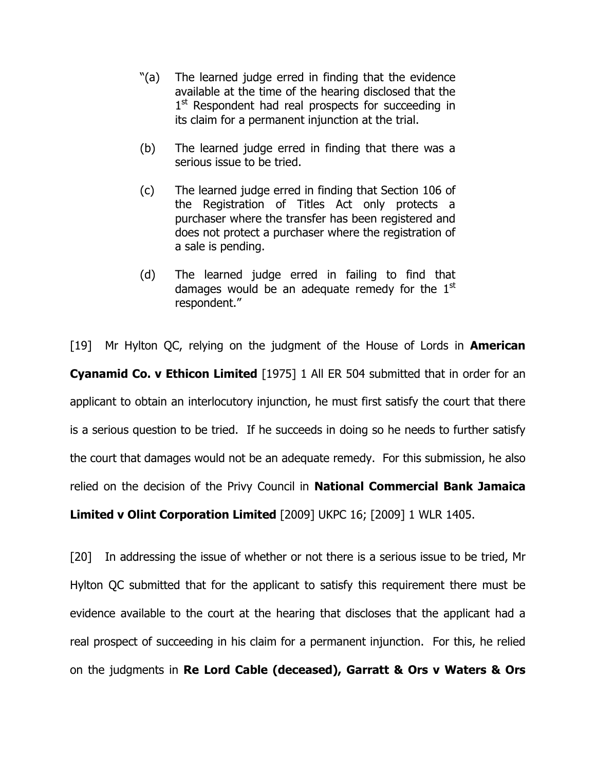> "(a) The learned judge erred in finding that the evidence available at the time of the hearing disclosed that the 1st Respondent had real prospects for succeeding in its claim for a permanent injunction at the trial.
>
> (b) The learned judge erred in finding that there was a serious issue to be tried.
>
> (c) The learned judge erred in finding that Section 106 of the Registration of Titles Act only protects a purchaser where the transfer has been registered and does not protect a purchaser where the registration of a sale is pending.
>
> (d) The learned judge erred in failing to find that damages would be an adequate remedy for the 1st respondent."

[19] Mr Hylton QC, relying on the judgment of the House of Lords in **American Cyanamid Co. v Ethicon Limited** [1975] 1 All ER 504 submitted that in order for an applicant to obtain an interlocutory injunction, he must first satisfy the court that there is a serious question to be tried. If he succeeds in doing so he needs to further satisfy the court that damages would not be an adequate remedy. For this submission, he also relied on the decision of the Privy Council in **National Commercial Bank Jamaica Limited v Olint Corporation Limited** [2009] UKPC 16; [2009] 1 WLR 1405.

[20] In addressing the issue of whether or not there is a serious issue to be tried, Mr Hylton QC submitted that for the applicant to satisfy this requirement there must be evidence available to the court at the hearing that discloses that the applicant had a real prospect of succeeding in his claim for a permanent injunction. For this, he relied on the judgments in **Re Lord Cable (deceased), Garratt & Ors v Waters & Ors**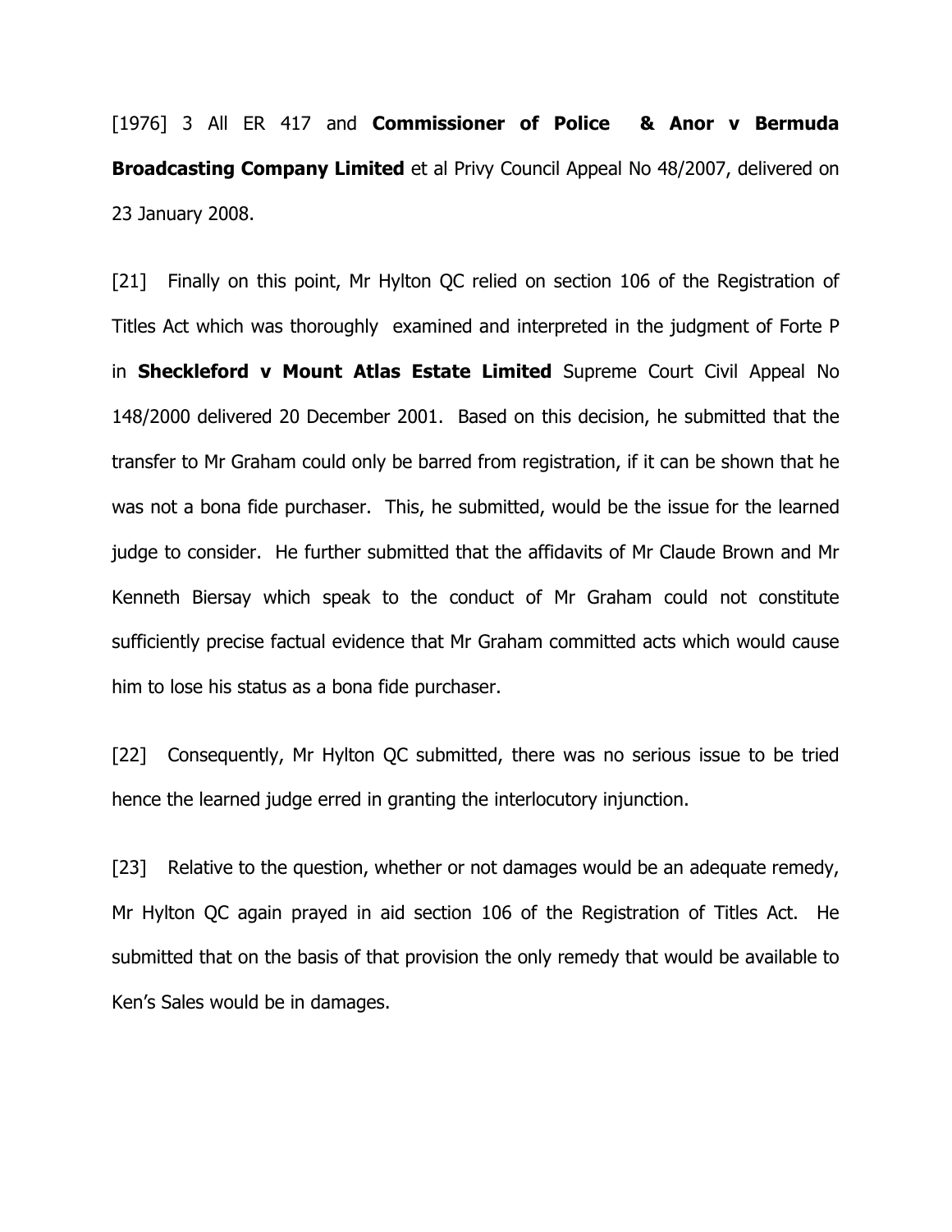[1976] 3 All ER 417 and **Commissioner of Police & Anor v Bermuda Broadcasting Company Limited** et al Privy Council Appeal No 48/2007, delivered on 23 January 2008.

[21] Finally on this point, Mr Hylton QC relied on section 106 of the Registration of Titles Act which was thoroughly examined and interpreted in the judgment of Forte P in **Sheckleford v Mount Atlas Estate Limited** Supreme Court Civil Appeal No 148/2000 delivered 20 December 2001. Based on this decision, he submitted that the transfer to Mr Graham could only be barred from registration, if it can be shown that he was not a bona fide purchaser. This, he submitted, would be the issue for the learned judge to consider. He further submitted that the affidavits of Mr Claude Brown and Mr Kenneth Biersay which speak to the conduct of Mr Graham could not constitute sufficiently precise factual evidence that Mr Graham committed acts which would cause him to lose his status as a bona fide purchaser.

[22] Consequently, Mr Hylton QC submitted, there was no serious issue to be tried hence the learned judge erred in granting the interlocutory injunction.

[23] Relative to the question, whether or not damages would be an adequate remedy, Mr Hylton QC again prayed in aid section 106 of the Registration of Titles Act. He submitted that on the basis of that provision the only remedy that would be available to Ken's Sales would be in damages.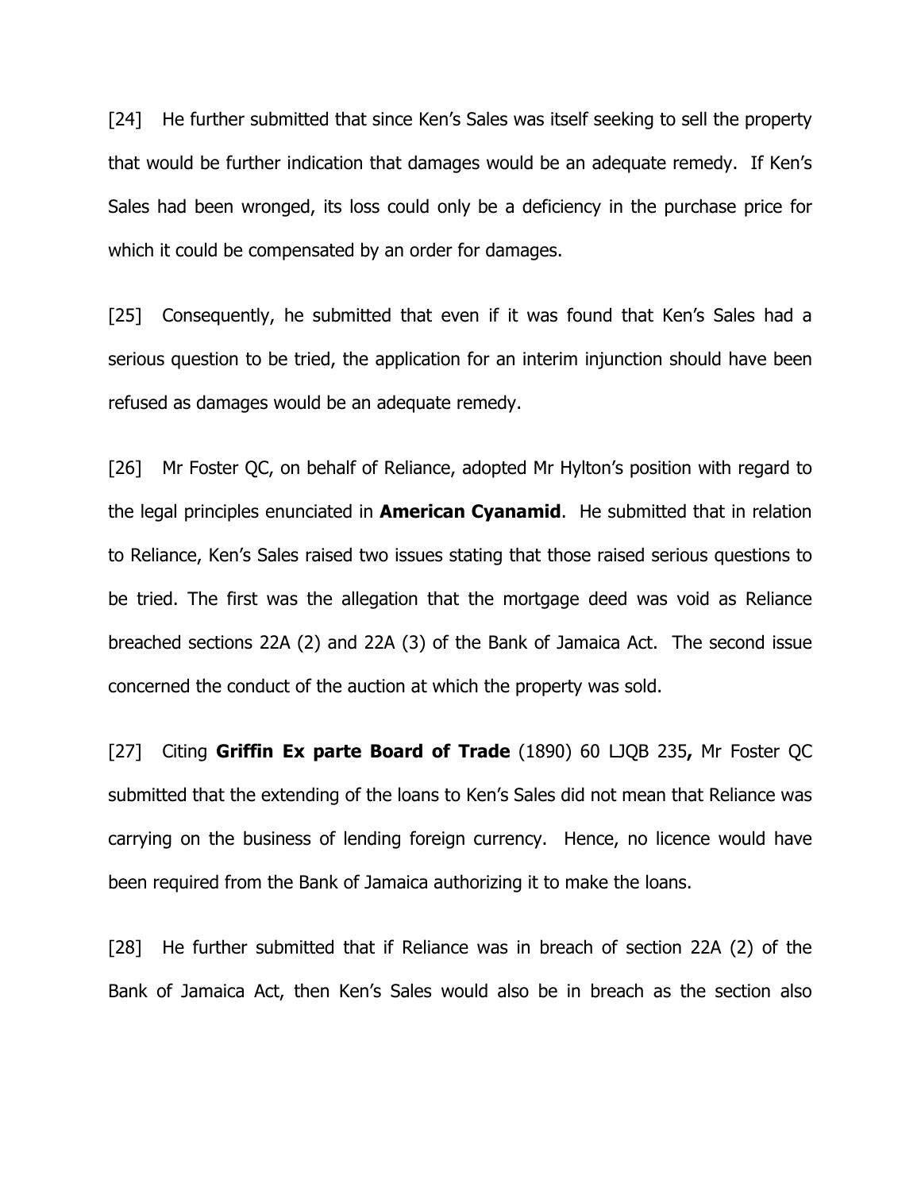[24] He further submitted that since Ken's Sales was itself seeking to sell the property that would be further indication that damages would be an adequate remedy. If Ken's Sales had been wronged, its loss could only be a deficiency in the purchase price for which it could be compensated by an order for damages.

[25] Consequently, he submitted that even if it was found that Ken's Sales had a serious question to be tried, the application for an interim injunction should have been refused as damages would be an adequate remedy.

[26] Mr Foster QC, on behalf of Reliance, adopted Mr Hylton's position with regard to the legal principles enunciated in **American Cyanamid**. He submitted that in relation to Reliance, Ken's Sales raised two issues stating that those raised serious questions to be tried. The first was the allegation that the mortgage deed was void as Reliance breached sections 22A (2) and 22A (3) of the Bank of Jamaica Act. The second issue concerned the conduct of the auction at which the property was sold.

[27] Citing **Griffin Ex parte Board of Trade** (1890) 60 LJQB 235**,** Mr Foster QC submitted that the extending of the loans to Ken's Sales did not mean that Reliance was carrying on the business of lending foreign currency. Hence, no licence would have been required from the Bank of Jamaica authorizing it to make the loans.

[28] He further submitted that if Reliance was in breach of section 22A (2) of the Bank of Jamaica Act, then Ken's Sales would also be in breach as the section also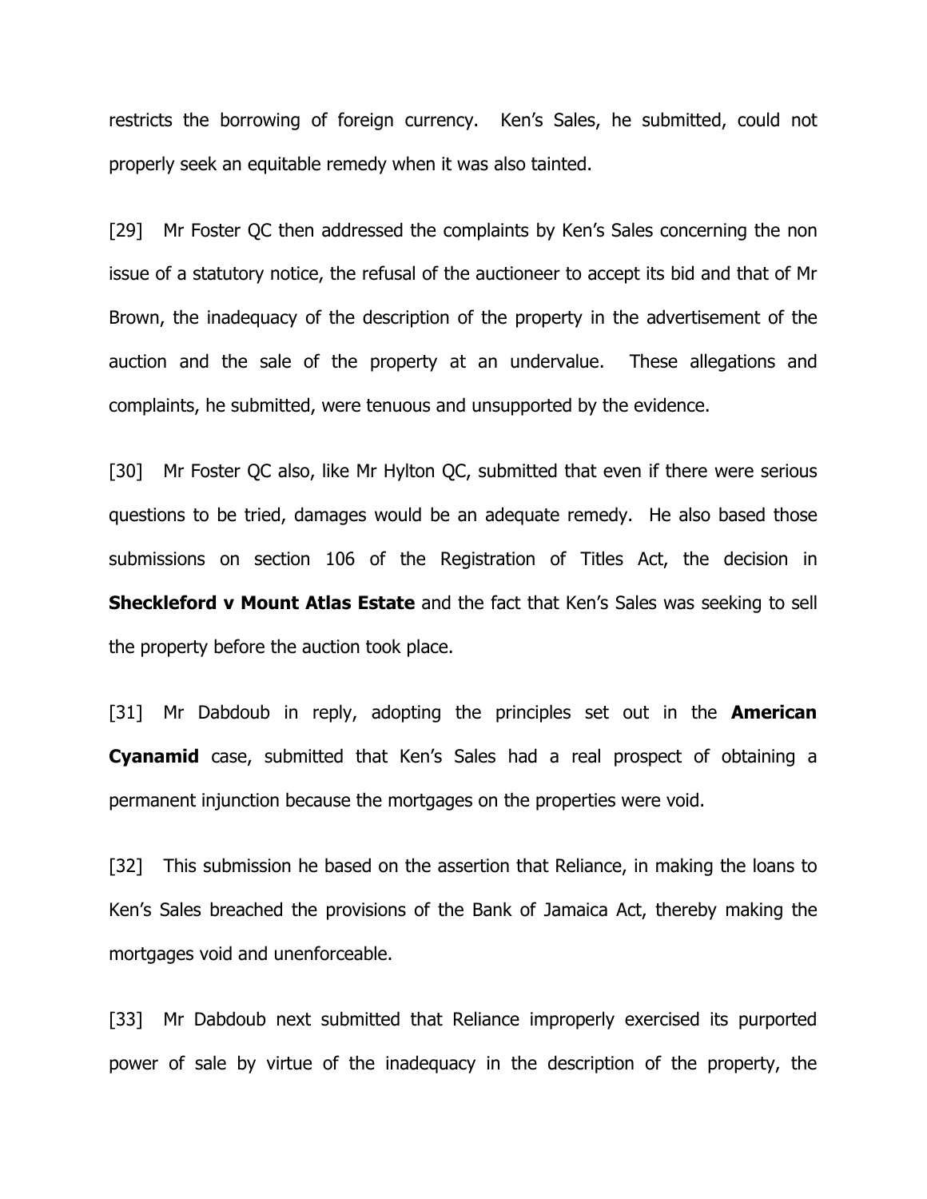restricts the borrowing of foreign currency. Ken's Sales, he submitted, could not properly seek an equitable remedy when it was also tainted.

[29] Mr Foster QC then addressed the complaints by Ken's Sales concerning the non issue of a statutory notice, the refusal of the auctioneer to accept its bid and that of Mr Brown, the inadequacy of the description of the property in the advertisement of the auction and the sale of the property at an undervalue. These allegations and complaints, he submitted, were tenuous and unsupported by the evidence.

[30] Mr Foster QC also, like Mr Hylton QC, submitted that even if there were serious questions to be tried, damages would be an adequate remedy. He also based those submissions on section 106 of the Registration of Titles Act, the decision in **Sheckleford v Mount Atlas Estate** and the fact that Ken's Sales was seeking to sell the property before the auction took place.

[31] Mr Dabdoub in reply, adopting the principles set out in the **American Cyanamid** case, submitted that Ken's Sales had a real prospect of obtaining a permanent injunction because the mortgages on the properties were void.

[32] This submission he based on the assertion that Reliance, in making the loans to Ken's Sales breached the provisions of the Bank of Jamaica Act, thereby making the mortgages void and unenforceable.

[33] Mr Dabdoub next submitted that Reliance improperly exercised its purported power of sale by virtue of the inadequacy in the description of the property, the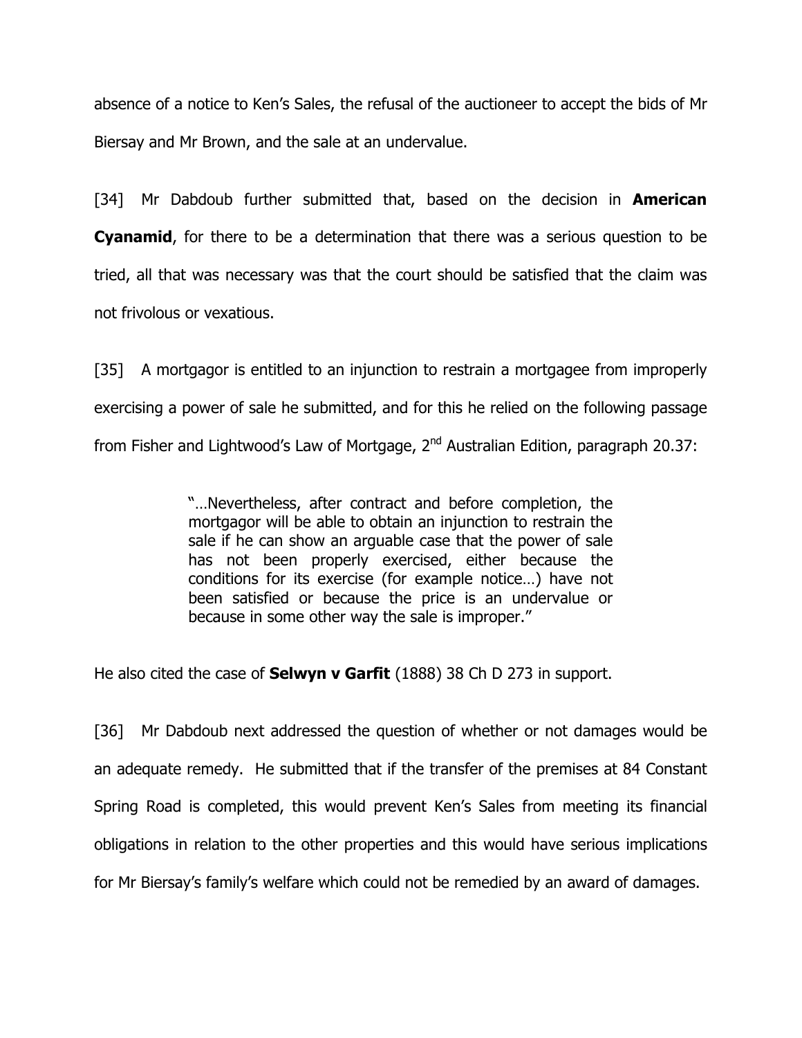absence of a notice to Ken's Sales, the refusal of the auctioneer to accept the bids of Mr Biersay and Mr Brown, and the sale at an undervalue.

[34] Mr Dabdoub further submitted that, based on the decision in **American Cyanamid**, for there to be a determination that there was a serious question to be tried, all that was necessary was that the court should be satisfied that the claim was not frivolous or vexatious.

[35] A mortgagor is entitled to an injunction to restrain a mortgagee from improperly exercising a power of sale he submitted, and for this he relied on the following passage from Fisher and Lightwood's Law of Mortgage, 2nd Australian Edition, paragraph 20.37:

> "…Nevertheless, after contract and before completion, the mortgagor will be able to obtain an injunction to restrain the sale if he can show an arguable case that the power of sale has not been properly exercised, either because the conditions for its exercise (for example notice…) have not been satisfied or because the price is an undervalue or because in some other way the sale is improper."

He also cited the case of **Selwyn v Garfit** (1888) 38 Ch D 273 in support.

[36] Mr Dabdoub next addressed the question of whether or not damages would be an adequate remedy. He submitted that if the transfer of the premises at 84 Constant Spring Road is completed, this would prevent Ken's Sales from meeting its financial obligations in relation to the other properties and this would have serious implications for Mr Biersay's family's welfare which could not be remedied by an award of damages.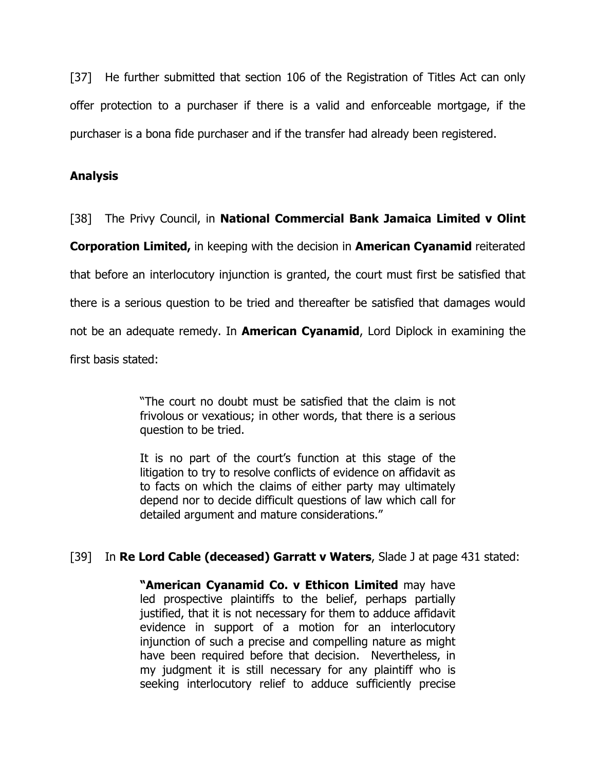[37] He further submitted that section 106 of the Registration of Titles Act can only offer protection to a purchaser if there is a valid and enforceable mortgage, if the purchaser is a bona fide purchaser and if the transfer had already been registered.

**Analysis**

[38] The Privy Council, in **National Commercial Bank Jamaica Limited v Olint Corporation Limited,** in keeping with the decision in **American Cyanamid** reiterated that before an interlocutory injunction is granted, the court must first be satisfied that there is a serious question to be tried and thereafter be satisfied that damages would not be an adequate remedy. In **American Cyanamid**, Lord Diplock in examining the first basis stated:

> "The court no doubt must be satisfied that the claim is not frivolous or vexatious; in other words, that there is a serious question to be tried.
>
> It is no part of the court's function at this stage of the litigation to try to resolve conflicts of evidence on affidavit as to facts on which the claims of either party may ultimately depend nor to decide difficult questions of law which call for detailed argument and mature considerations."

[39] In **Re Lord Cable (deceased) Garratt v Waters**, Slade J at page 431 stated:

> **"American Cyanamid Co. v Ethicon Limited** may have led prospective plaintiffs to the belief, perhaps partially justified, that it is not necessary for them to adduce affidavit evidence in support of a motion for an interlocutory injunction of such a precise and compelling nature as might have been required before that decision. Nevertheless, in my judgment it is still necessary for any plaintiff who is seeking interlocutory relief to adduce sufficiently precise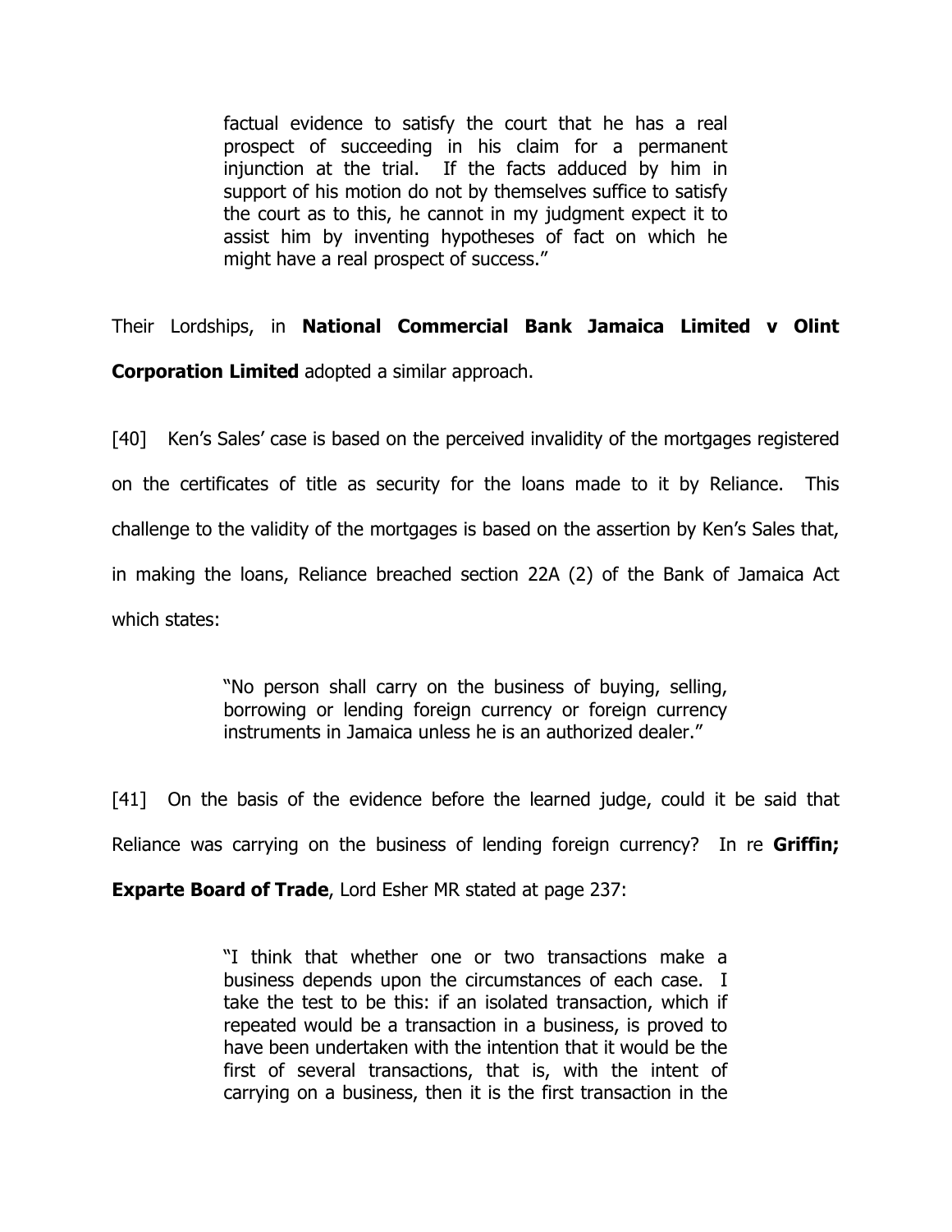> factual evidence to satisfy the court that he has a real prospect of succeeding in his claim for a permanent injunction at the trial. If the facts adduced by him in support of his motion do not by themselves suffice to satisfy the court as to this, he cannot in my judgment expect it to assist him by inventing hypotheses of fact on which he might have a real prospect of success."

Their Lordships, in **National Commercial Bank Jamaica Limited v Olint Corporation Limited** adopted a similar approach.

[40] Ken's Sales' case is based on the perceived invalidity of the mortgages registered on the certificates of title as security for the loans made to it by Reliance. This challenge to the validity of the mortgages is based on the assertion by Ken's Sales that, in making the loans, Reliance breached section 22A (2) of the Bank of Jamaica Act which states:

> "No person shall carry on the business of buying, selling, borrowing or lending foreign currency or foreign currency instruments in Jamaica unless he is an authorized dealer."

[41] On the basis of the evidence before the learned judge, could it be said that Reliance was carrying on the business of lending foreign currency? In re **Griffin; Exparte Board of Trade**, Lord Esher MR stated at page 237:

> "I think that whether one or two transactions make a business depends upon the circumstances of each case. I take the test to be this: if an isolated transaction, which if repeated would be a transaction in a business, is proved to have been undertaken with the intention that it would be the first of several transactions, that is, with the intent of carrying on a business, then it is the first transaction in the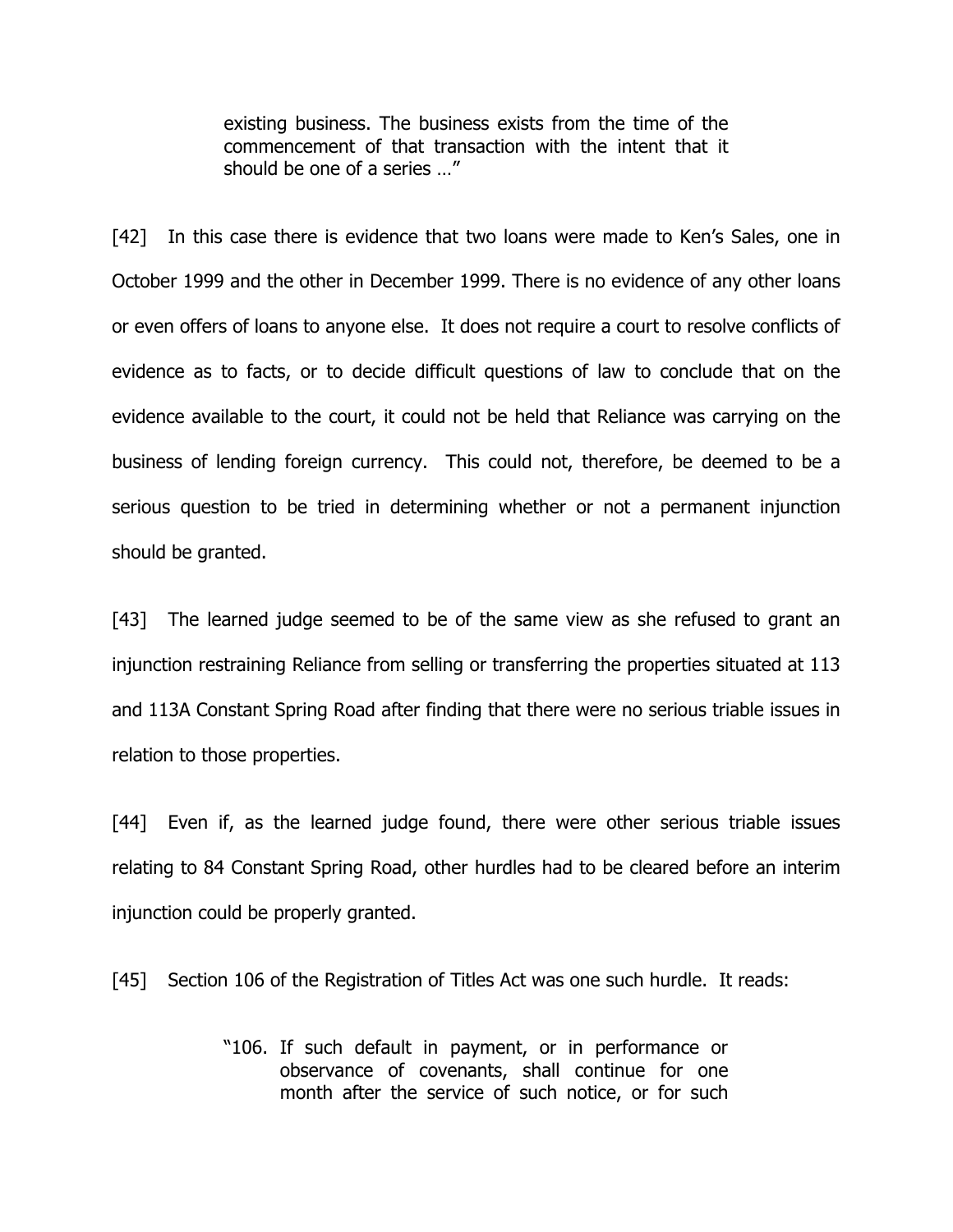> existing business. The business exists from the time of the commencement of that transaction with the intent that it should be one of a series …"

[42] In this case there is evidence that two loans were made to Ken's Sales, one in October 1999 and the other in December 1999. There is no evidence of any other loans or even offers of loans to anyone else. It does not require a court to resolve conflicts of evidence as to facts, or to decide difficult questions of law to conclude that on the evidence available to the court, it could not be held that Reliance was carrying on the business of lending foreign currency. This could not, therefore, be deemed to be a serious question to be tried in determining whether or not a permanent injunction should be granted.

[43] The learned judge seemed to be of the same view as she refused to grant an injunction restraining Reliance from selling or transferring the properties situated at 113 and 113A Constant Spring Road after finding that there were no serious triable issues in relation to those properties.

[44] Even if, as the learned judge found, there were other serious triable issues relating to 84 Constant Spring Road, other hurdles had to be cleared before an interim injunction could be properly granted.

[45] Section 106 of the Registration of Titles Act was one such hurdle. It reads:

> "106. If such default in payment, or in performance or observance of covenants, shall continue for one month after the service of such notice, or for such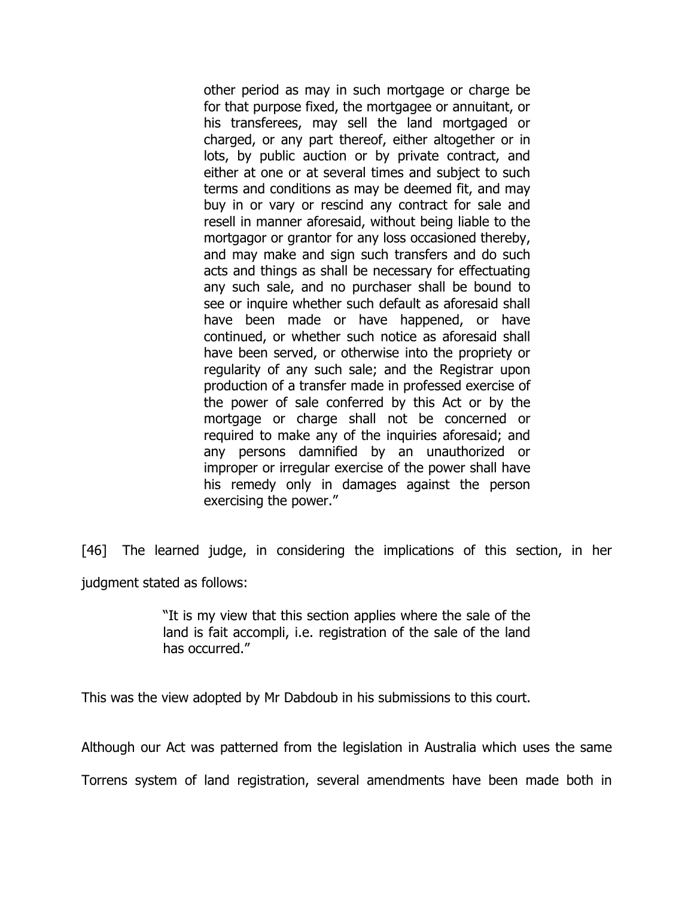> other period as may in such mortgage or charge be for that purpose fixed, the mortgagee or annuitant, or his transferees, may sell the land mortgaged or charged, or any part thereof, either altogether or in lots, by public auction or by private contract, and either at one or at several times and subject to such terms and conditions as may be deemed fit, and may buy in or vary or rescind any contract for sale and resell in manner aforesaid, without being liable to the mortgagor or grantor for any loss occasioned thereby, and may make and sign such transfers and do such acts and things as shall be necessary for effectuating any such sale, and no purchaser shall be bound to see or inquire whether such default as aforesaid shall have been made or have happened, or have continued, or whether such notice as aforesaid shall have been served, or otherwise into the propriety or regularity of any such sale; and the Registrar upon production of a transfer made in professed exercise of the power of sale conferred by this Act or by the mortgage or charge shall not be concerned or required to make any of the inquiries aforesaid; and any persons damnified by an unauthorized or improper or irregular exercise of the power shall have his remedy only in damages against the person exercising the power."

[46] The learned judge, in considering the implications of this section, in her judgment stated as follows:

> "It is my view that this section applies where the sale of the land is fait accompli, i.e. registration of the sale of the land has occurred."

This was the view adopted by Mr Dabdoub in his submissions to this court.

Although our Act was patterned from the legislation in Australia which uses the same Torrens system of land registration, several amendments have been made both in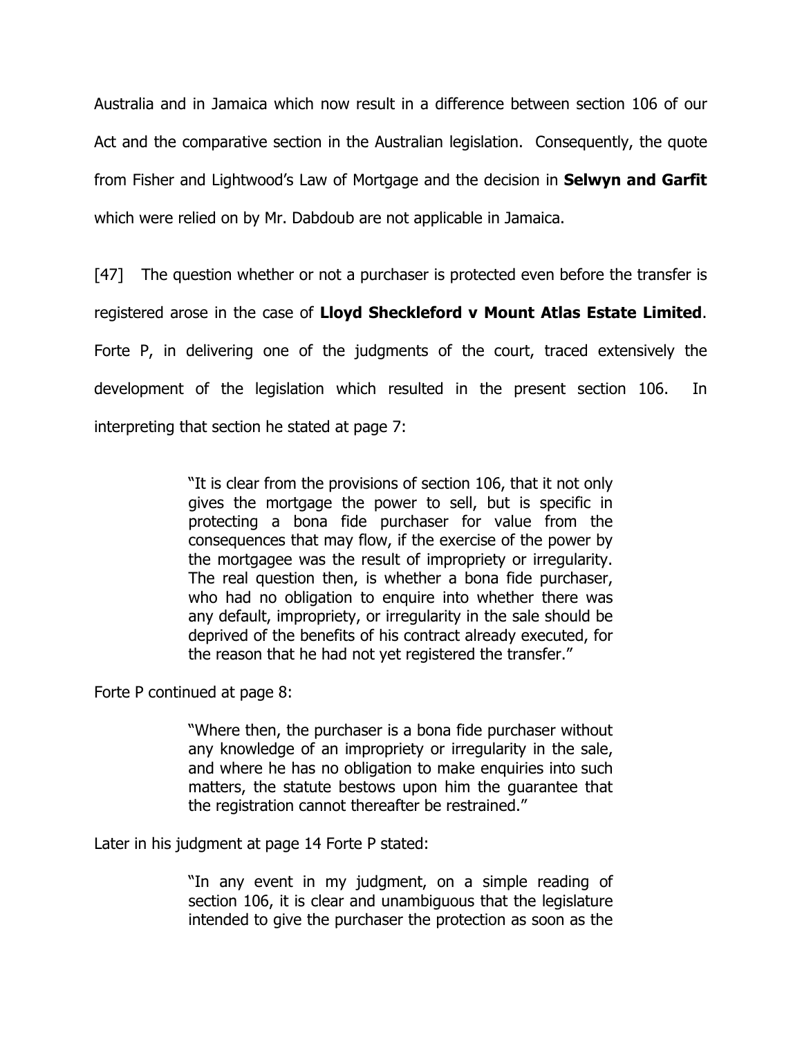Australia and in Jamaica which now result in a difference between section 106 of our Act and the comparative section in the Australian legislation. Consequently, the quote from Fisher and Lightwood's Law of Mortgage and the decision in **Selwyn and Garfit** which were relied on by Mr. Dabdoub are not applicable in Jamaica.

[47] The question whether or not a purchaser is protected even before the transfer is registered arose in the case of **Lloyd Sheckleford v Mount Atlas Estate Limited**. Forte P, in delivering one of the judgments of the court, traced extensively the development of the legislation which resulted in the present section 106. In interpreting that section he stated at page 7:

> "It is clear from the provisions of section 106, that it not only gives the mortgage the power to sell, but is specific in protecting a bona fide purchaser for value from the consequences that may flow, if the exercise of the power by the mortgagee was the result of impropriety or irregularity. The real question then, is whether a bona fide purchaser, who had no obligation to enquire into whether there was any default, impropriety, or irregularity in the sale should be deprived of the benefits of his contract already executed, for the reason that he had not yet registered the transfer."

Forte P continued at page 8:

> "Where then, the purchaser is a bona fide purchaser without any knowledge of an impropriety or irregularity in the sale, and where he has no obligation to make enquiries into such matters, the statute bestows upon him the guarantee that the registration cannot thereafter be restrained."

Later in his judgment at page 14 Forte P stated:

> "In any event in my judgment, on a simple reading of section 106, it is clear and unambiguous that the legislature intended to give the purchaser the protection as soon as the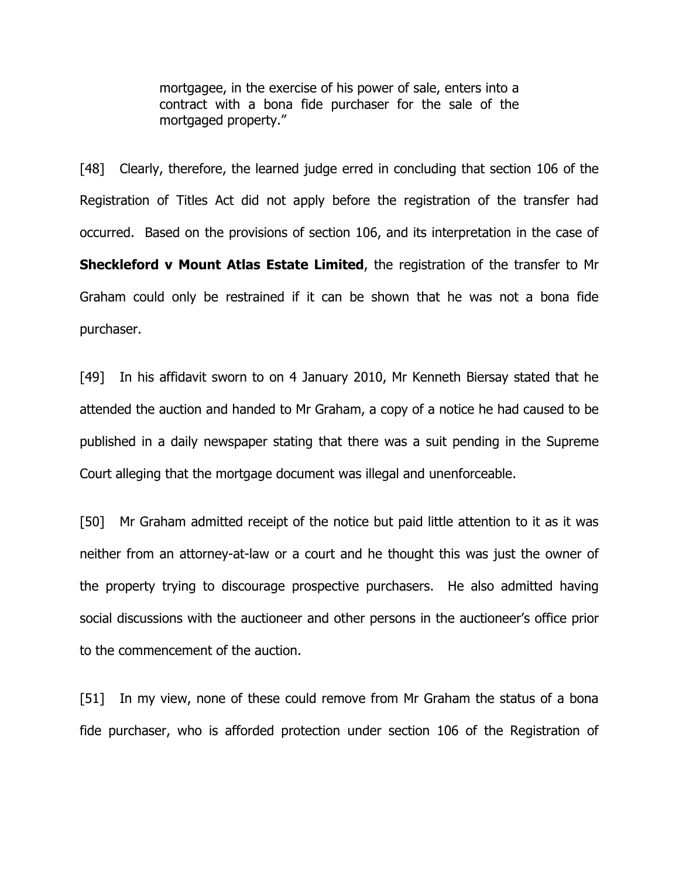> mortgagee, in the exercise of his power of sale, enters into a contract with a bona fide purchaser for the sale of the mortgaged property."

[48] Clearly, therefore, the learned judge erred in concluding that section 106 of the Registration of Titles Act did not apply before the registration of the transfer had occurred. Based on the provisions of section 106, and its interpretation in the case of **Sheckleford v Mount Atlas Estate Limited**, the registration of the transfer to Mr Graham could only be restrained if it can be shown that he was not a bona fide purchaser.

[49] In his affidavit sworn to on 4 January 2010, Mr Kenneth Biersay stated that he attended the auction and handed to Mr Graham, a copy of a notice he had caused to be published in a daily newspaper stating that there was a suit pending in the Supreme Court alleging that the mortgage document was illegal and unenforceable.

[50] Mr Graham admitted receipt of the notice but paid little attention to it as it was neither from an attorney-at-law or a court and he thought this was just the owner of the property trying to discourage prospective purchasers. He also admitted having social discussions with the auctioneer and other persons in the auctioneer's office prior to the commencement of the auction.

[51] In my view, none of these could remove from Mr Graham the status of a bona fide purchaser, who is afforded protection under section 106 of the Registration of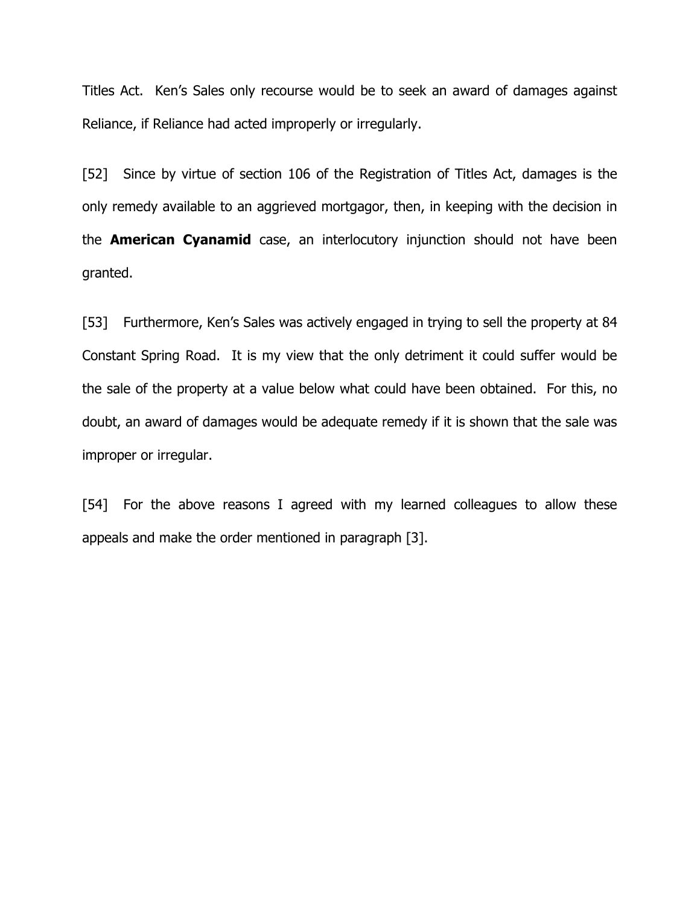Titles Act. Ken's Sales only recourse would be to seek an award of damages against Reliance, if Reliance had acted improperly or irregularly.

[52] Since by virtue of section 106 of the Registration of Titles Act, damages is the only remedy available to an aggrieved mortgagor, then, in keeping with the decision in the **American Cyanamid** case, an interlocutory injunction should not have been granted.

[53] Furthermore, Ken's Sales was actively engaged in trying to sell the property at 84 Constant Spring Road. It is my view that the only detriment it could suffer would be the sale of the property at a value below what could have been obtained. For this, no doubt, an award of damages would be adequate remedy if it is shown that the sale was improper or irregular.

[54] For the above reasons I agreed with my learned colleagues to allow these appeals and make the order mentioned in paragraph [3].